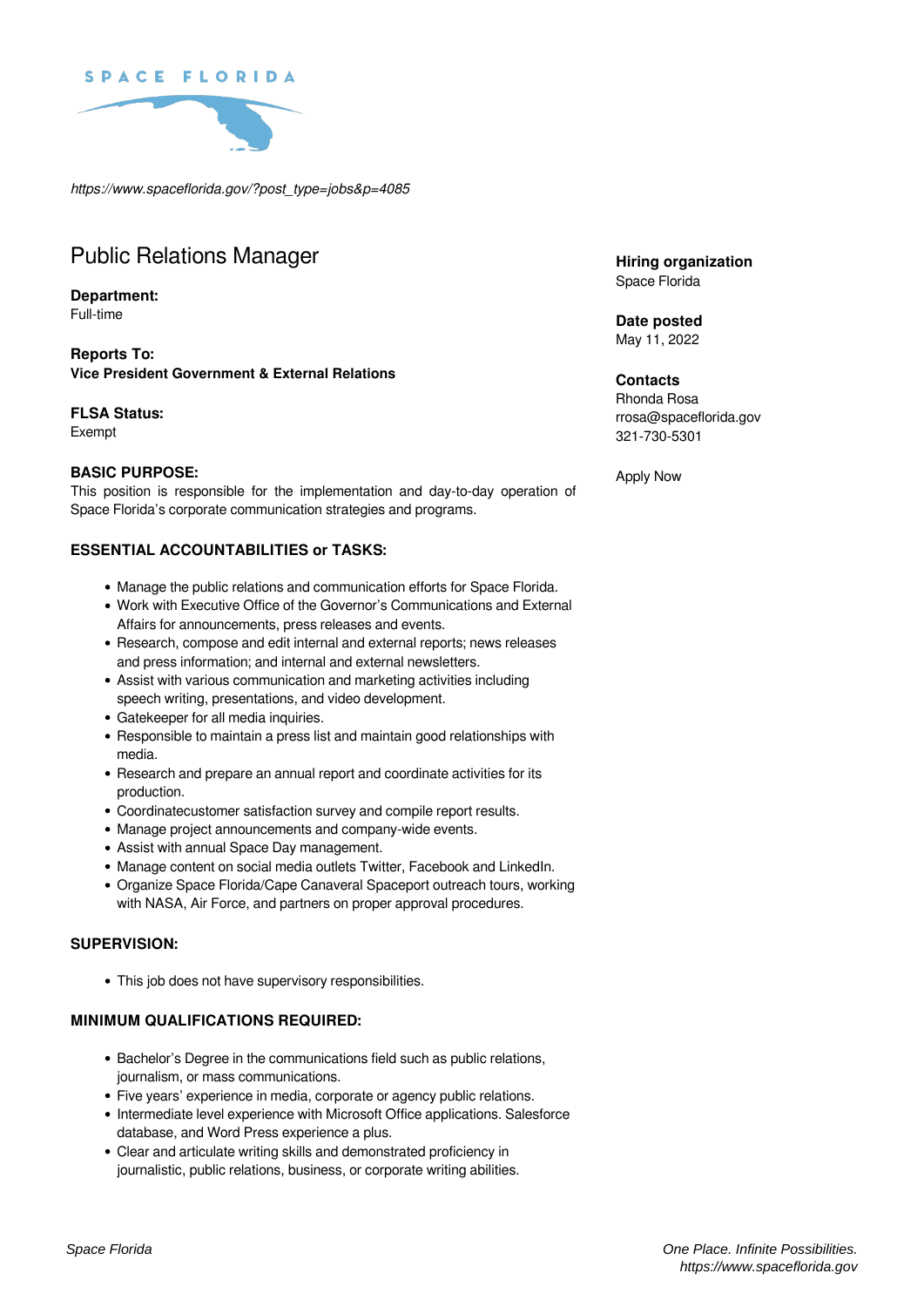SPACE FLORIDA

*https://www.spaceflorida.gov/?post_type=jobs&p=4085*

# Public Relations Manager

**Department:**
Full-time

**Reports To:**
**Vice President Government & External Relations**

**FLSA Status:**
Exempt

**BASIC PURPOSE:**
This position is responsible for the implementation and day-to-day operation of Space Florida's corporate communication strategies and programs.

**ESSENTIAL ACCOUNTABILITIES or TASKS:**

- Manage the public relations and communication efforts for Space Florida.
- Work with Executive Office of the Governor's Communications and External Affairs for announcements, press releases and events.
- Research, compose and edit internal and external reports; news releases and press information; and internal and external newsletters.
- Assist with various communication and marketing activities including speech writing, presentations, and video development.
- Gatekeeper for all media inquiries.
- Responsible to maintain a press list and maintain good relationships with media.
- Research and prepare an annual report and coordinate activities for its production.
- Coordinatecustomer satisfaction survey and compile report results.
- Manage project announcements and company-wide events.
- Assist with annual Space Day management.
- Manage content on social media outlets Twitter, Facebook and LinkedIn.
- Organize Space Florida/Cape Canaveral Spaceport outreach tours, working with NASA, Air Force, and partners on proper approval procedures.

**SUPERVISION:**

- This job does not have supervisory responsibilities.

**MINIMUM QUALIFICATIONS REQUIRED:**

- Bachelor's Degree in the communications field such as public relations, journalism, or mass communications.
- Five years' experience in media, corporate or agency public relations.
- Intermediate level experience with Microsoft Office applications. Salesforce database, and Word Press experience a plus.
- Clear and articulate writing skills and demonstrated proficiency in journalistic, public relations, business, or corporate writing abilities.

**Hiring organization**
Space Florida

**Date posted**
May 11, 2022

**Contacts**
Rhonda Rosa
rrosa@spaceflorida.gov
321-730-5301

Apply Now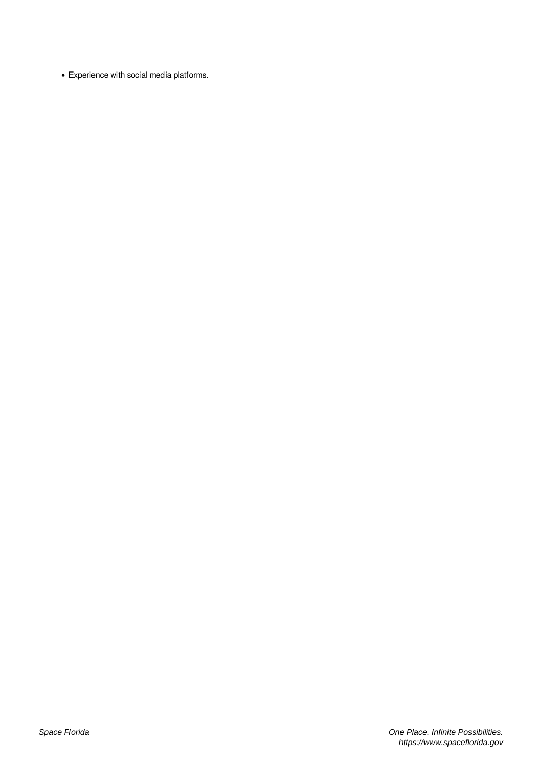- Experience with social media platforms.